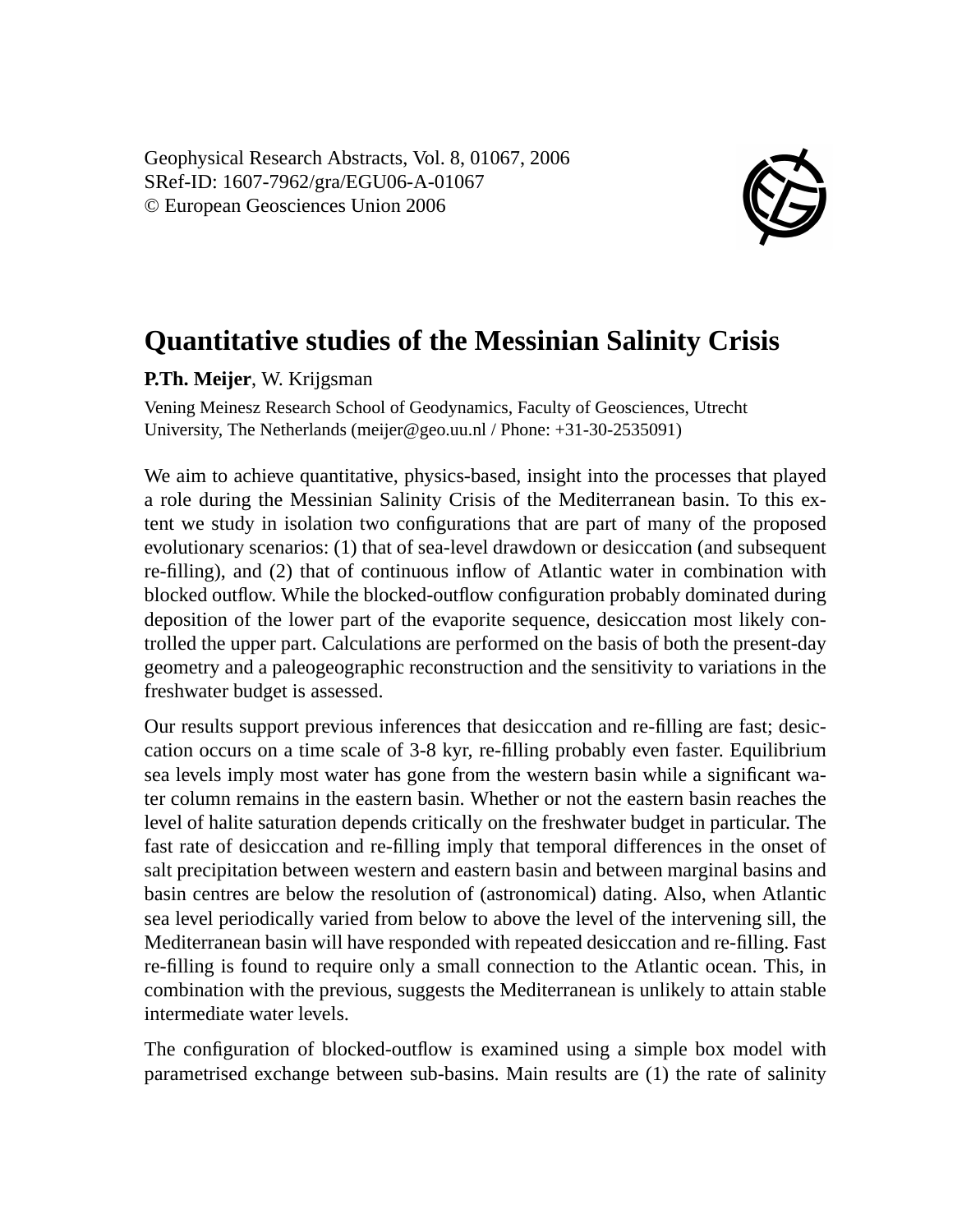Geophysical Research Abstracts, Vol. 8, 01067, 2006
SRef-ID: 1607-7962/gra/EGU06-A-01067
© European Geosciences Union 2006

# Quantitative studies of the Messinian Salinity Crisis

**P.Th. Meijer**, W. Krijgsman

Vening Meinesz Research School of Geodynamics, Faculty of Geosciences, Utrecht University, The Netherlands (meijer@geo.uu.nl / Phone: +31-30-2535091)

We aim to achieve quantitative, physics-based, insight into the processes that played a role during the Messinian Salinity Crisis of the Mediterranean basin. To this extent we study in isolation two configurations that are part of many of the proposed evolutionary scenarios: (1) that of sea-level drawdown or desiccation (and subsequent re-filling), and (2) that of continuous inflow of Atlantic water in combination with blocked outflow. While the blocked-outflow configuration probably dominated during deposition of the lower part of the evaporite sequence, desiccation most likely controlled the upper part. Calculations are performed on the basis of both the present-day geometry and a paleogeographic reconstruction and the sensitivity to variations in the freshwater budget is assessed.

Our results support previous inferences that desiccation and re-filling are fast; desiccation occurs on a time scale of 3-8 kyr, re-filling probably even faster. Equilibrium sea levels imply most water has gone from the western basin while a significant water column remains in the eastern basin. Whether or not the eastern basin reaches the level of halite saturation depends critically on the freshwater budget in particular. The fast rate of desiccation and re-filling imply that temporal differences in the onset of salt precipitation between western and eastern basin and between marginal basins and basin centres are below the resolution of (astronomical) dating. Also, when Atlantic sea level periodically varied from below to above the level of the intervening sill, the Mediterranean basin will have responded with repeated desiccation and re-filling. Fast re-filling is found to require only a small connection to the Atlantic ocean. This, in combination with the previous, suggests the Mediterranean is unlikely to attain stable intermediate water levels.

The configuration of blocked-outflow is examined using a simple box model with parametrised exchange between sub-basins. Main results are (1) the rate of salinity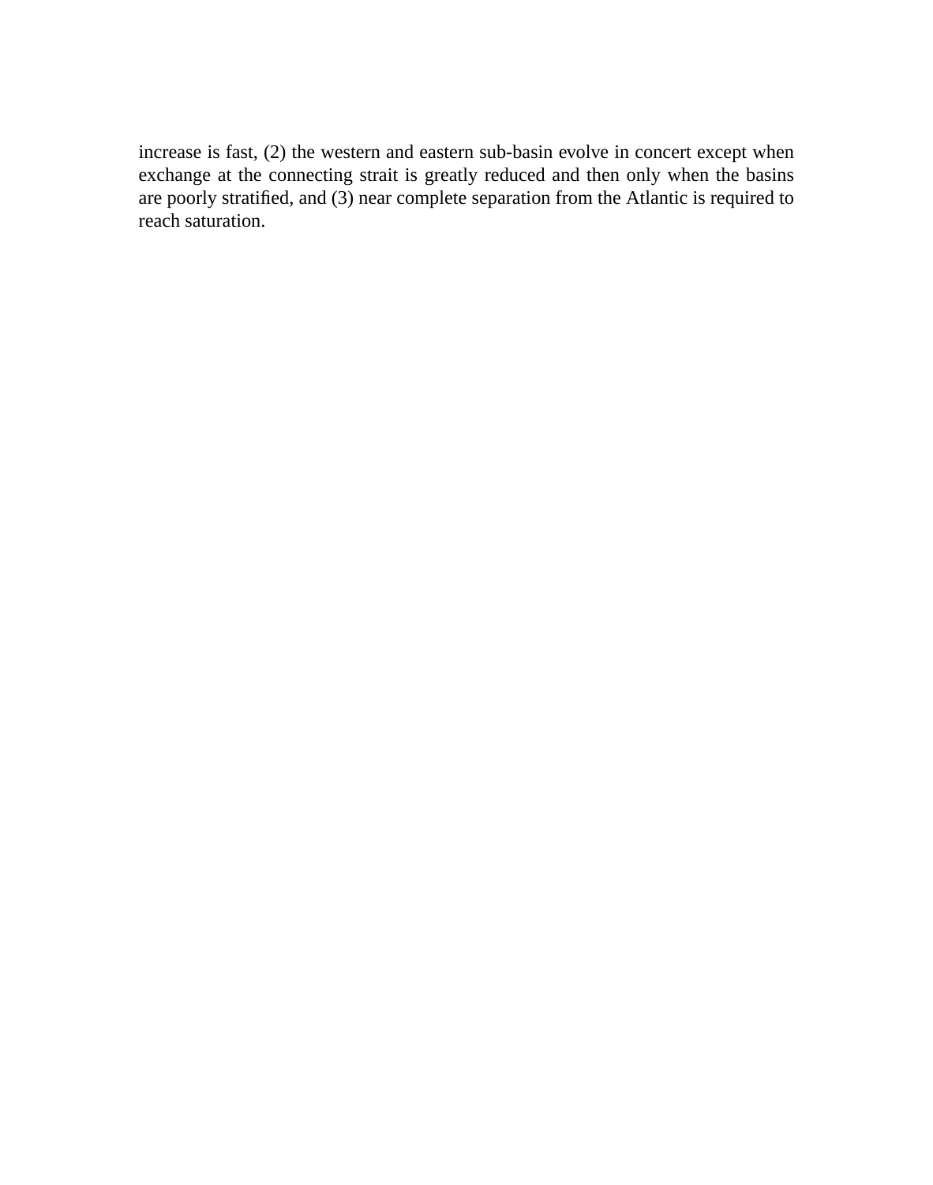increase is fast, (2) the western and eastern sub-basin evolve in concert except when exchange at the connecting strait is greatly reduced and then only when the basins are poorly stratified, and (3) near complete separation from the Atlantic is required to reach saturation.